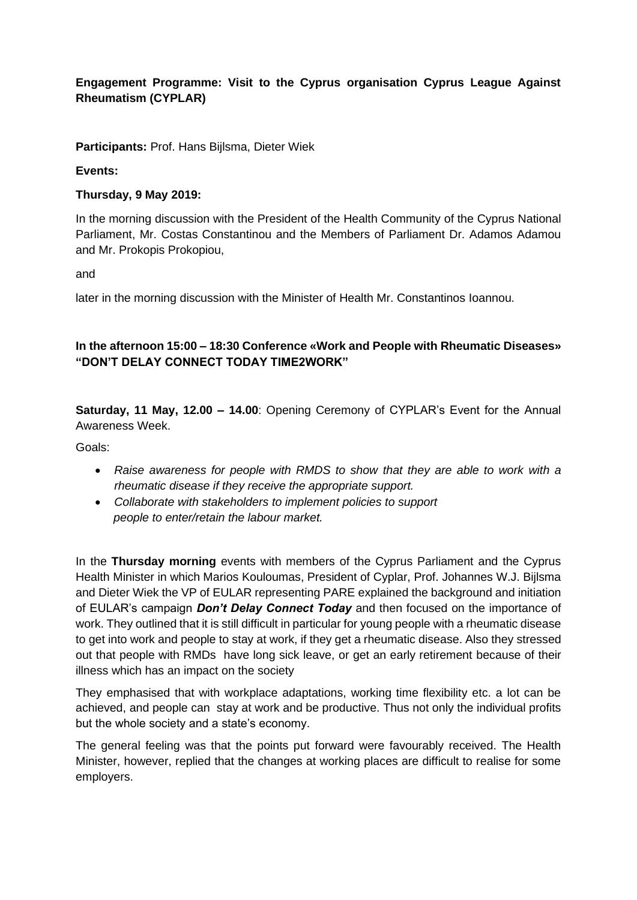**Engagement Programme: Visit to the Cyprus organisation Cyprus League Against Rheumatism (CYPLAR)**

**Participants:** Prof. Hans Bijlsma, Dieter Wiek

**Events:**

**Thursday, 9 May 2019:**

In the morning discussion with the President of the Health Community of the Cyprus National Parliament, Mr. Costas Constantinou and the Members of Parliament Dr. Adamos Adamou and Mr. Prokopis Prokopiou,

and

later in the morning discussion with the Minister of Health Mr. Constantinos Ioannou.

**In the afternoon 15:00 – 18:30 Conference «Work and People with Rheumatic Diseases» "DON'T DELAY CONNECT TODAY TIME2WORK"**

**Saturday, 11 May, 12.00 – 14.00**: Opening Ceremony of CYPLAR's Event for the Annual Awareness Week.

Goals:

- *Raise awareness for people with RMDS to show that they are able to work with a rheumatic disease if they receive the appropriate support.*
- *Collaborate with stakeholders to implement policies to support people to enter/retain the labour market.*

In the **Thursday morning** events with members of the Cyprus Parliament and the Cyprus Health Minister in which Marios Kouloumas, President of Cyplar, Prof. Johannes W.J. Bijlsma and Dieter Wiek the VP of EULAR representing PARE explained the background and initiation of EULAR's campaign ***Don't Delay Connect Today*** and then focused on the importance of work. They outlined that it is still difficult in particular for young people with a rheumatic disease to get into work and people to stay at work, if they get a rheumatic disease. Also they stressed out that people with RMDs have long sick leave, or get an early retirement because of their illness which has an impact on the society

They emphasised that with workplace adaptations, working time flexibility etc. a lot can be achieved, and people can stay at work and be productive. Thus not only the individual profits but the whole society and a state's economy.

The general feeling was that the points put forward were favourably received. The Health Minister, however, replied that the changes at working places are difficult to realise for some employers.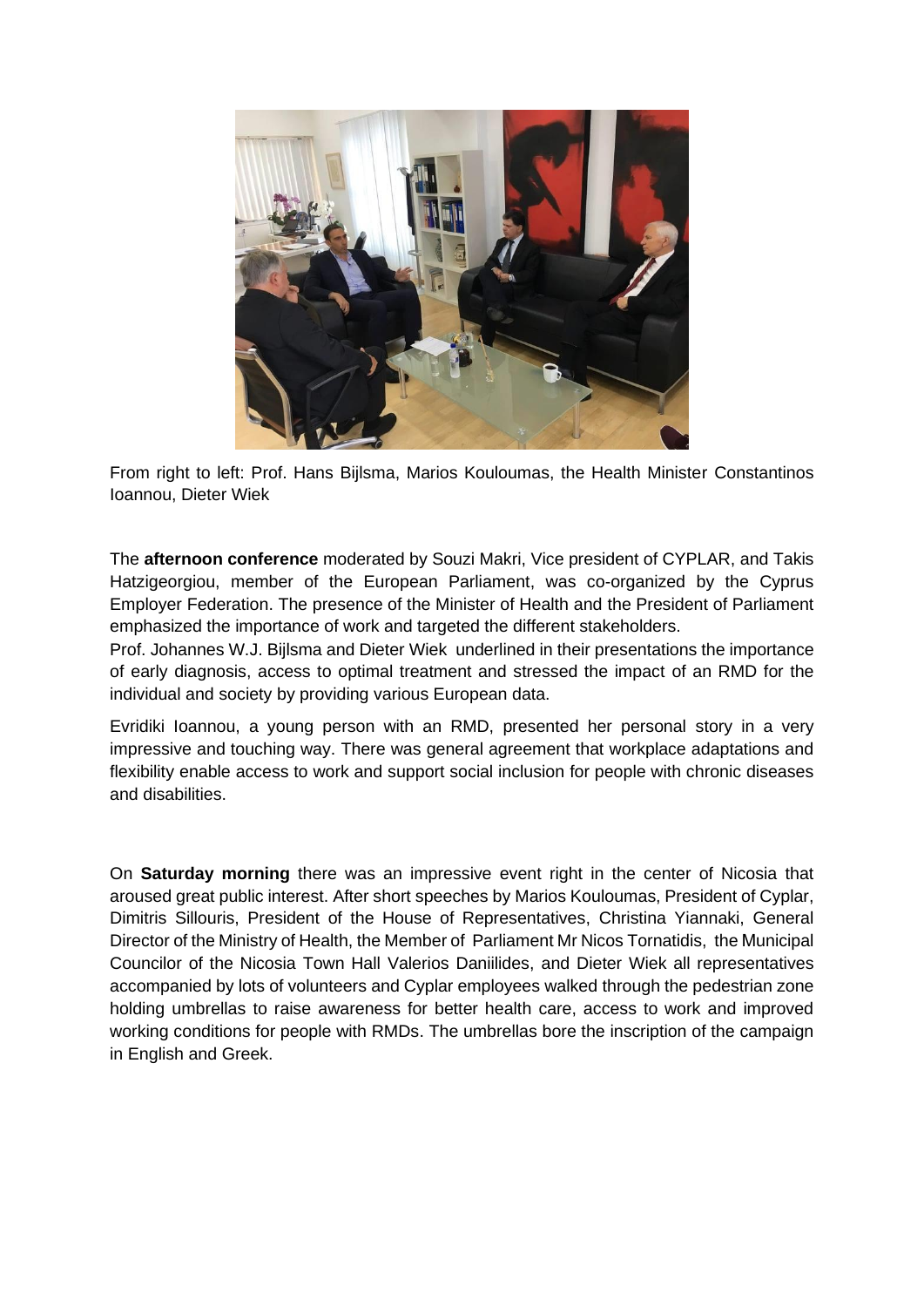From right to left: Prof. Hans Bijlsma, Marios Kouloumas, the Health Minister Constantinos Ioannou, Dieter Wiek

The **afternoon conference** moderated by Souzi Makri, Vice president of CYPLAR, and Takis Hatzigeorgiou, member of the European Parliament, was co-organized by the Cyprus Employer Federation. The presence of the Minister of Health and the President of Parliament emphasized the importance of work and targeted the different stakeholders.

Prof. Johannes W.J. Bijlsma and Dieter Wiek underlined in their presentations the importance of early diagnosis, access to optimal treatment and stressed the impact of an RMD for the individual and society by providing various European data.

Evridiki Ioannou, a young person with an RMD, presented her personal story in a very impressive and touching way. There was general agreement that workplace adaptations and flexibility enable access to work and support social inclusion for people with chronic diseases and disabilities.

On **Saturday morning** there was an impressive event right in the center of Nicosia that aroused great public interest. After short speeches by Marios Kouloumas, President of Cyplar, Dimitris Sillouris, President of the House of Representatives, Christina Yiannaki, General Director of the Ministry of Health, the Member of Parliament Mr Nicos Tornatidis, the Municipal Councilor of the Nicosia Town Hall Valerios Daniilides, and Dieter Wiek all representatives accompanied by lots of volunteers and Cyplar employees walked through the pedestrian zone holding umbrellas to raise awareness for better health care, access to work and improved working conditions for people with RMDs. The umbrellas bore the inscription of the campaign in English and Greek.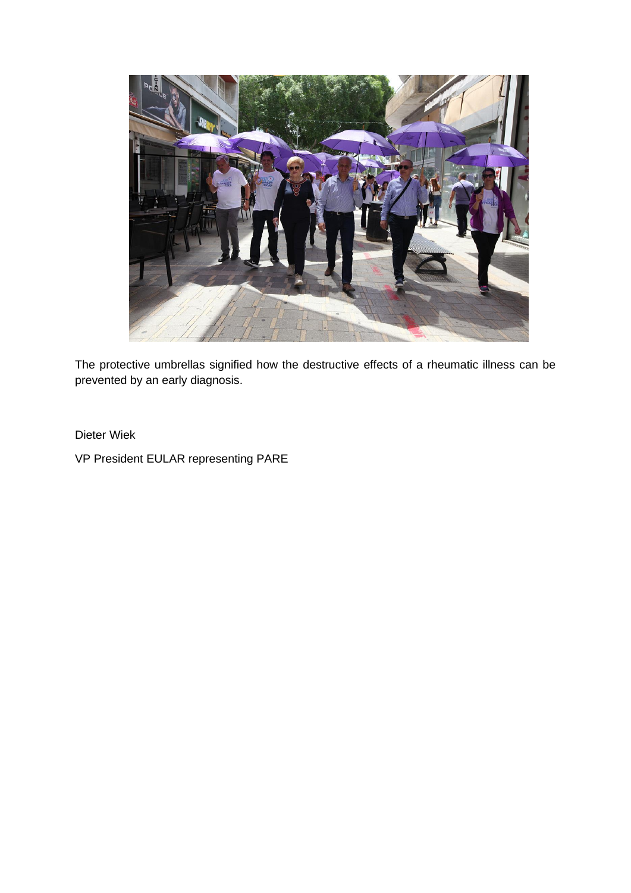The protective umbrellas signified how the destructive effects of a rheumatic illness can be prevented by an early diagnosis.

Dieter Wiek

VP President EULAR representing PARE